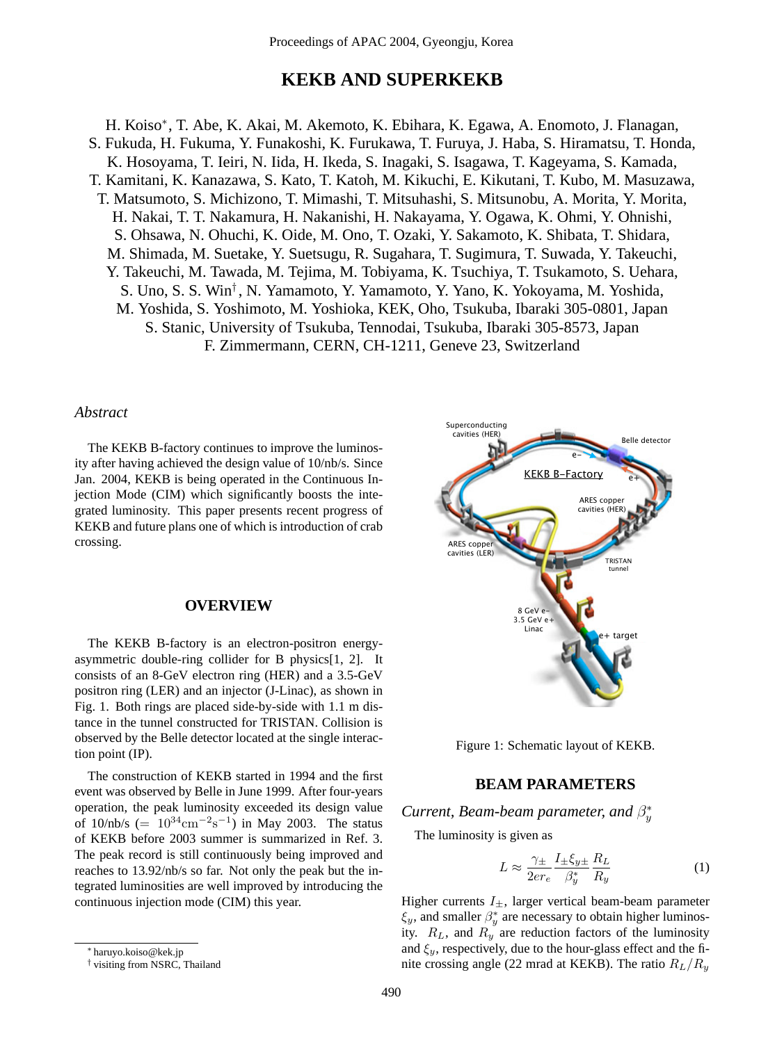# KEKB AND SUPERKEKB

H. Koiso*, T. Abe, K. Akai, M. Akemoto, K. Ebihara, K. Egawa, A. Enomoto, J. Flanagan, S. Fukuda, H. Fukuma, Y. Funakoshi, K. Furukawa, T. Furuya, J. Haba, S. Hiramatsu, T. Honda, K. Hosoyama, T. Ieiri, N. Iida, H. Ikeda, S. Inagaki, S. Isagawa, T. Kageyama, S. Kamada, T. Kamitani, K. Kanazawa, S. Kato, T. Katoh, M. Kikuchi, E. Kikutani, T. Kubo, M. Masuzawa, T. Matsumoto, S. Michizono, T. Mimashi, T. Mitsuhashi, S. Mitsunobu, A. Morita, Y. Morita, H. Nakai, T. T. Nakamura, H. Nakanishi, H. Nakayama, Y. Ogawa, K. Ohmi, Y. Ohnishi, S. Ohsawa, N. Ohuchi, K. Oide, M. Ono, T. Ozaki, Y. Sakamoto, K. Shibata, T. Shidara, M. Shimada, M. Suetake, Y. Suetsugu, R. Sugahara, T. Sugimura, T. Suwada, Y. Takeuchi, Y. Takeuchi, M. Tawada, M. Tejima, M. Tobiyama, K. Tsuchiya, T. Tsukamoto, S. Uehara, S. Uno, S. S. Win†, N. Yamamoto, Y. Yamamoto, Y. Yano, K. Yokoyama, M. Yoshida, M. Yoshida, S. Yoshimoto, M. Yoshioka, KEK, Oho, Tsukuba, Ibaraki 305-0801, Japan
S. Stanic, University of Tsukuba, Tennodai, Tsukuba, Ibaraki 305-8573, Japan
F. Zimmermann, CERN, CH-1211, Geneve 23, Switzerland

*Abstract*

The KEKB B-factory continues to improve the luminosity after having achieved the design value of 10/nb/s. Since Jan. 2004, KEKB is being operated in the Continuous Injection Mode (CIM) which significantly boosts the integrated luminosity. This paper presents recent progress of KEKB and future plans one of which is introduction of crab crossing.

## OVERVIEW

The KEKB B-factory is an electron-positron energy-asymmetric double-ring collider for B physics[1, 2]. It consists of an 8-GeV electron ring (HER) and a 3.5-GeV positron ring (LER) and an injector (J-Linac), as shown in Fig. 1. Both rings are placed side-by-side with 1.1 m distance in the tunnel constructed for TRISTAN. Collision is observed by the Belle detector located at the single interaction point (IP).

The construction of KEKB started in 1994 and the first event was observed by Belle in June 1999. After four-years operation, the peak luminosity exceeded its design value of 10/nb/s ($= 10^{34}\mathrm{cm}^{-2}\mathrm{s}^{-1}$) in May 2003. The status of KEKB before 2003 summer is summarized in Ref. 3. The peak record is still continuously being improved and reaches to 13.92/nb/s so far. Not only the peak but the integrated luminosities are well improved by introducing the continuous injection mode (CIM) this year.

Figure 1: Schematic layout of KEKB.

## BEAM PARAMETERS

### Current, Beam-beam parameter, and $\beta_y^*$

The luminosity is given as

$$L \approx \frac{\gamma_\pm}{2er_e}\frac{I_\pm \xi_{y\pm}}{\beta_y^*}\frac{R_L}{R_y} \tag{1}$$

Higher currents $I_\pm$, larger vertical beam-beam parameter $\xi_y$, and smaller $\beta_y^*$ are necessary to obtain higher luminosity. $R_L$, and $R_y$ are reduction factors of the luminosity and $\xi_y$, respectively, due to the hour-glass effect and the finite crossing angle (22 mrad at KEKB). The ratio $R_L/R_y$

---

* haruyo.koiso@kek.jp
† visiting from NSRC, Thailand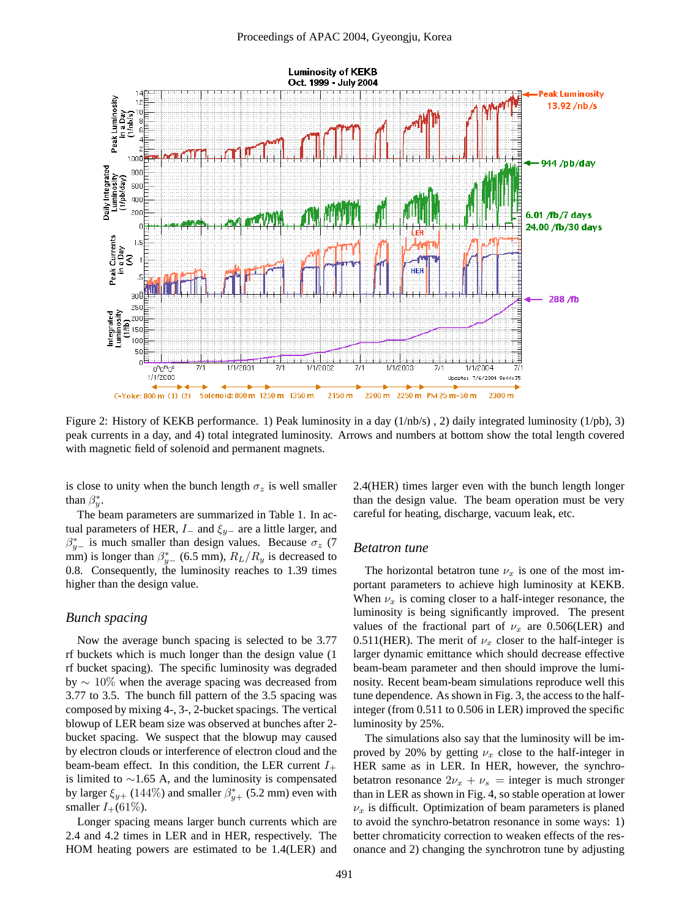Figure 2: History of KEKB performance. 1) Peak luminosity in a day (1/nb/s) , 2) daily integrated luminosity (1/pb), 3) peak currents in a day, and 4) total integrated luminosity. Arrows and numbers at bottom show the total length covered with magnetic field of solenoid and permanent magnets.

is close to unity when the bunch length $\sigma_z$ is well smaller than $\beta_y^*$.

The beam parameters are summarized in Table 1. In actual parameters of HER, $I_-$ and $\xi_{y-}$ are a little larger, and $\beta_{y-}^*$ is much smaller than design values. Because $\sigma_z$ (7 mm) is longer than $\beta_{y-}^*$ (6.5 mm), $R_L/R_y$ is decreased to 0.8. Consequently, the luminosity reaches to 1.39 times higher than the design value.

### Bunch spacing

Now the average bunch spacing is selected to be 3.77 rf buckets which is much longer than the design value (1 rf bucket spacing). The specific luminosity was degraded by $\sim 10\%$ when the average spacing was decreased from 3.77 to 3.5. The bunch fill pattern of the 3.5 spacing was composed by mixing 4-, 3-, 2-bucket spacings. The vertical blowup of LER beam size was observed at bunches after 2-bucket spacing. We suspect that the blowup may caused by electron clouds or interference of electron cloud and the beam-beam effect. In this condition, the LER current $I_+$ is limited to $\sim$1.65 A, and the luminosity is compensated by larger $\xi_{y+}$ (144%) and smaller $\beta_{y+}^*$ (5.2 mm) even with smaller $I_+$(61%).

Longer spacing means larger bunch currents which are 2.4 and 4.2 times in LER and in HER, respectively. The HOM heating powers are estimated to be 1.4(LER) and 2.4(HER) times larger even with the bunch length longer than the design value. The beam operation must be very careful for heating, discharge, vacuum leak, etc.

### Betatron tune

The horizontal betatron tune $\nu_x$ is one of the most important parameters to achieve high luminosity at KEKB. When $\nu_x$ is coming closer to a half-integer resonance, the luminosity is being significantly improved. The present values of the fractional part of $\nu_x$ are 0.506(LER) and 0.511(HER). The merit of $\nu_x$ closer to the half-integer is larger dynamic emittance which should decrease effective beam-beam parameter and then should improve the luminosity. Recent beam-beam simulations reproduce well this tune dependence. As shown in Fig. 3, the access to the half-integer (from 0.511 to 0.506 in LER) improved the specific luminosity by 25%.

The simulations also say that the luminosity will be improved by 20% by getting $\nu_x$ close to the half-integer in HER same as in LER. In HER, however, the synchro-betatron resonance $2\nu_x + \nu_s$ = integer is much stronger than in LER as shown in Fig. 4, so stable operation at lower $\nu_x$ is difficult. Optimization of beam parameters is planed to avoid the synchro-betatron resonance in some ways: 1) better chromaticity correction to weaken effects of the resonance and 2) changing the synchrotron tune by adjusting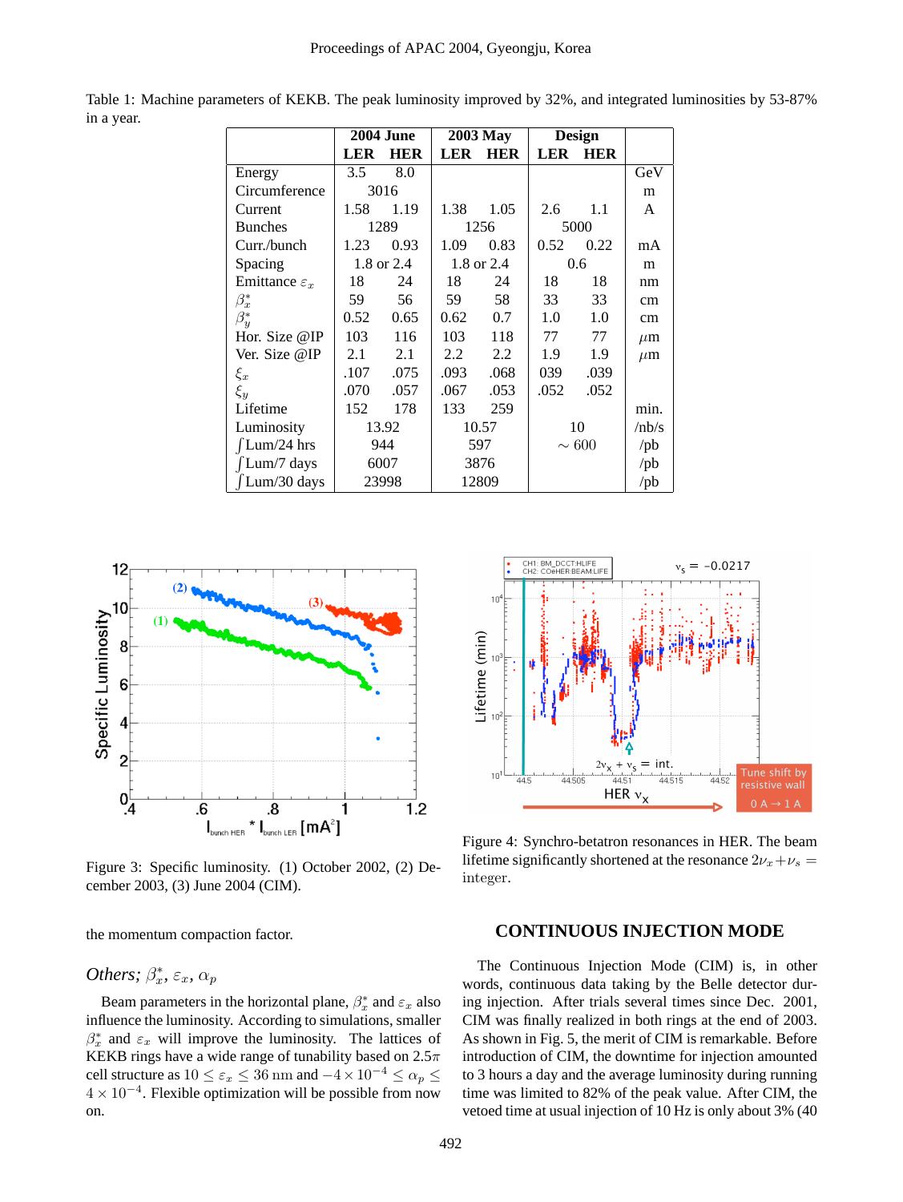Table 1: Machine parameters of KEKB. The peak luminosity improved by 32%, and integrated luminosities by 53-87% in a year.

| | 2004 June | | 2003 May | | Design | | |
|---|---|---|---|---|---|---|---|
| | **LER** | **HER** | **LER** | **HER** | **LER** | **HER** | |
| Energy | 3.5 | 8.0 | | | | | GeV |
| Circumference | 3016 | | | | | | m |
| Current | 1.58 | 1.19 | 1.38 | 1.05 | 2.6 | 1.1 | A |
| Bunches | 1289 | | 1256 | | 5000 | | |
| Curr./bunch | 1.23 | 0.93 | 1.09 | 0.83 | 0.52 | 0.22 | mA |
| Spacing | 1.8 or 2.4 | | 1.8 or 2.4 | | 0.6 | | m |
| Emittance $\varepsilon_x$ | 18 | 24 | 18 | 24 | 18 | 18 | nm |
| $\beta_x^*$ | 59 | 56 | 59 | 58 | 33 | 33 | cm |
| $\beta_y^*$ | 0.52 | 0.65 | 0.62 | 0.7 | 1.0 | 1.0 | cm |
| Hor. Size @IP | 103 | 116 | 103 | 118 | 77 | 77 | $\mu$m |
| Ver. Size @IP | 2.1 | 2.1 | 2.2 | 2.2 | 1.9 | 1.9 | $\mu$m |
| $\xi_x$ | .107 | .075 | .093 | .068 | 039 | .039 | |
| $\xi_y$ | .070 | .057 | .067 | .053 | .052 | .052 | |
| Lifetime | 152 | 178 | 133 | 259 | | | min. |
| Luminosity | 13.92 | | 10.57 | | 10 | | /nb/s |
| $\int$Lum/24 hrs | 944 | | 597 | | $\sim$ 600 | | /pb |
| $\int$Lum/7 days | 6007 | | 3876 | | | | /pb |
| $\int$Lum/30 days | 23998 | | 12809 | | | | /pb |

Figure 3: Specific luminosity. (1) October 2002, (2) December 2003, (3) June 2004 (CIM).

Figure 4: Synchro-betatron resonances in HER. The beam lifetime significantly shortened at the resonance $2\nu_x + \nu_s =$ integer.

the momentum compaction factor.

### *Others;* $\beta_x^*$, $\varepsilon_x$, $\alpha_p$

Beam parameters in the horizontal plane, $\beta_x^*$ and $\varepsilon_x$ also influence the luminosity. According to simulations, smaller $\beta_x^*$ and $\varepsilon_x$ will improve the luminosity. The lattices of KEKB rings have a wide range of tunability based on $2.5\pi$ cell structure as $10 \leq \varepsilon_x \leq 36$ nm and $-4 \times 10^{-4} \leq \alpha_p \leq 4 \times 10^{-4}$. Flexible optimization will be possible from now on.

## CONTINUOUS INJECTION MODE

The Continuous Injection Mode (CIM) is, in other words, continuous data taking by the Belle detector during injection. After trials several times since Dec. 2001, CIM was finally realized in both rings at the end of 2003. As shown in Fig. 5, the merit of CIM is remarkable. Before introduction of CIM, the downtime for injection amounted to 3 hours a day and the average luminosity during running time was limited to 82% of the peak value. After CIM, the vetoed time at usual injection of 10 Hz is only about 3% (40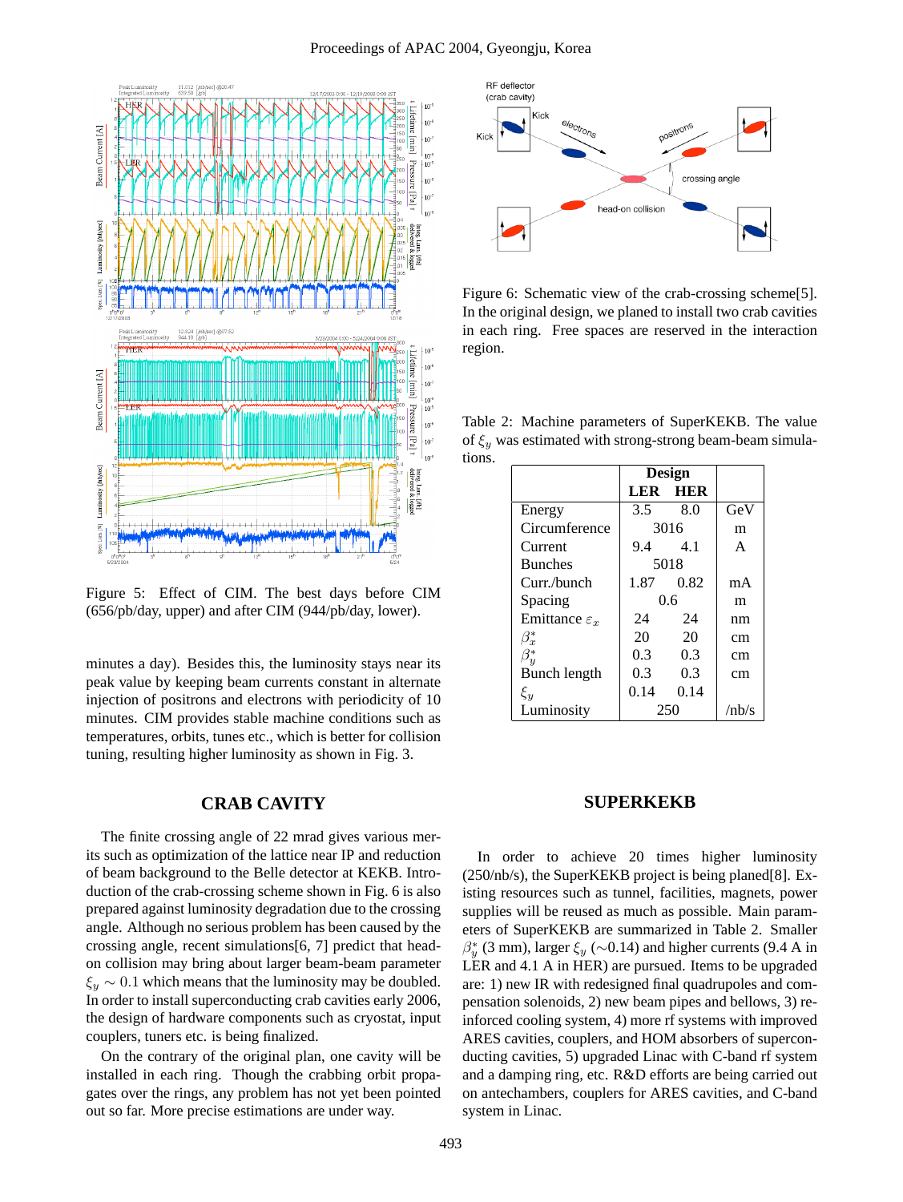Figure 5: Effect of CIM. The best days before CIM (656/pb/day, upper) and after CIM (944/pb/day, lower).

minutes a day). Besides this, the luminosity stays near its peak value by keeping beam currents constant in alternate injection of positrons and electrons with periodicity of 10 minutes. CIM provides stable machine conditions such as temperatures, orbits, tunes etc., which is better for collision tuning, resulting higher luminosity as shown in Fig. 3.

## CRAB CAVITY

The finite crossing angle of 22 mrad gives various merits such as optimization of the lattice near IP and reduction of beam background to the Belle detector at KEKB. Introduction of the crab-crossing scheme shown in Fig. 6 is also prepared against luminosity degradation due to the crossing angle. Although no serious problem has been caused by the crossing angle, recent simulations[6, 7] predict that head-on collision may bring about larger beam-beam parameter $\xi_y \sim 0.1$ which means that the luminosity may be doubled. In order to install superconducting crab cavities early 2006, the design of hardware components such as cryostat, input couplers, tuners etc. is being finalized.

On the contrary of the original plan, one cavity will be installed in each ring. Though the crabbing orbit propagates over the rings, any problem has not yet been pointed out so far. More precise estimations are under way.

Figure 6: Schematic view of the crab-crossing scheme[5]. In the original design, we planed to install two crab cavities in each ring. Free spaces are reserved in the interaction region.

Table 2: Machine parameters of SuperKEKB. The value of $\xi_y$ was estimated with strong-strong beam-beam simulations.

| | Design | | |
|---|---|---|---|
| | LER | HER | |
| Energy | 3.5 | 8.0 | GeV |
| Circumference | 3016 | | m |
| Current | 9.4 | 4.1 | A |
| Bunches | 5018 | | |
| Curr./bunch | 1.87 | 0.82 | mA |
| Spacing | 0.6 | | m |
| Emittance $\varepsilon_x$ | 24 | 24 | nm |
| $\beta_x^*$ | 20 | 20 | cm |
| $\beta_y^*$ | 0.3 | 0.3 | cm |
| Bunch length | 0.3 | 0.3 | cm |
| $\xi_y$ | 0.14 | 0.14 | |
| Luminosity | 250 | | /nb/s |

## SUPERKEKB

In order to achieve 20 times higher luminosity (250/nb/s), the SuperKEKB project is being planed[8]. Existing resources such as tunnel, facilities, magnets, power supplies will be reused as much as possible. Main parameters of SuperKEKB are summarized in Table 2. Smaller $\beta_y^*$ (3 mm), larger $\xi_y$ ($\sim$0.14) and higher currents (9.4 A in LER and 4.1 A in HER) are pursued. Items to be upgraded are: 1) new IR with redesigned final quadrupoles and compensation solenoids, 2) new beam pipes and bellows, 3) reinforced cooling system, 4) more rf systems with improved ARES cavities, couplers, and HOM absorbers of superconducting cavities, 5) upgraded Linac with C-band rf system and a damping ring, etc. R&D efforts are being carried out on antechambers, couplers for ARES cavities, and C-band system in Linac.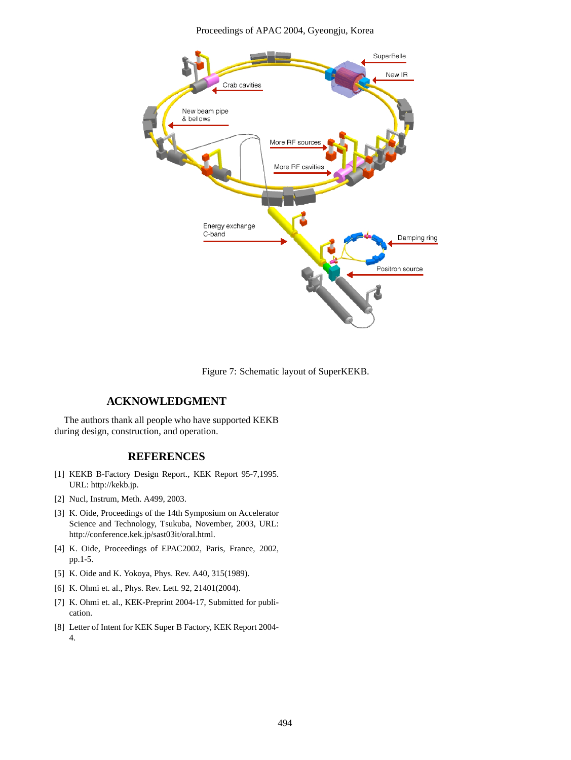SuperBelle

New IR

Crab cavities

New beam pipe & bellows

More RF sources

More RF cavities

Energy exchange C-band

Damping ring

Positron source

Figure 7: Schematic layout of SuperKEKB.

## ACKNOWLEDGMENT

The authors thank all people who have supported KEKB during design, construction, and operation.

## REFERENCES

[1] KEKB B-Factory Design Report., KEK Report 95-7,1995. URL: http://kekb.jp.

[2] Nucl, Instrum, Meth. A499, 2003.

[3] K. Oide, Proceedings of the 14th Symposium on Accelerator Science and Technology, Tsukuba, November, 2003, URL: http://conference.kek.jp/sast03it/oral.html.

[4] K. Oide, Proceedings of EPAC2002, Paris, France, 2002, pp.1-5.

[5] K. Oide and K. Yokoya, Phys. Rev. A40, 315(1989).

[6] K. Ohmi et. al., Phys. Rev. Lett. 92, 21401(2004).

[7] K. Ohmi et. al., KEK-Preprint 2004-17, Submitted for publication.

[8] Letter of Intent for KEK Super B Factory, KEK Report 2004-4.